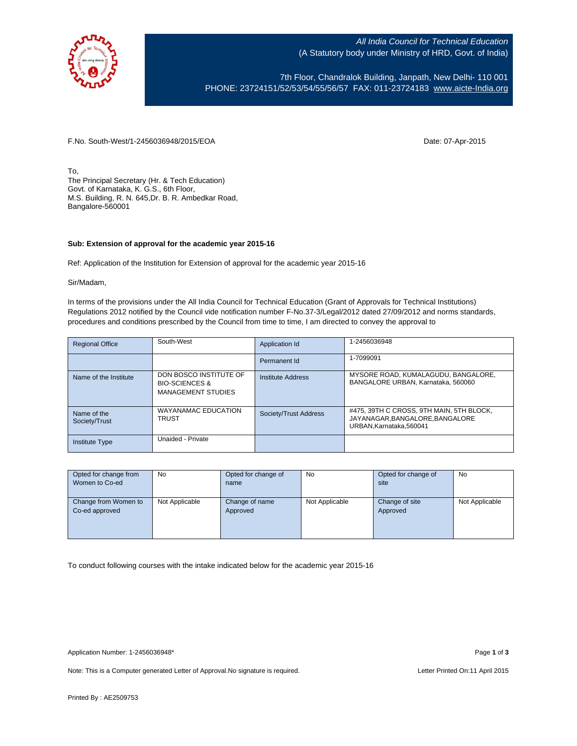*All India Council for Technical Education*
(A Statutory body under Ministry of HRD, Govt. of India)

7th Floor, Chandralok Building, Janpath, New Delhi- 110 001
PHONE: 23724151/52/53/54/55/56/57 FAX: 011-23724183 www.aicte-India.org

F.No. South-West/1-2456036948/2015/EOA

Date: 07-Apr-2015

To,
The Principal Secretary (Hr. & Tech Education)
Govt. of Karnataka, K. G.S., 6th Floor,
M.S. Building, R. N. 645,Dr. B. R. Ambedkar Road,
Bangalore-560001

**Sub: Extension of approval for the academic year 2015-16**

Ref: Application of the Institution for Extension of approval for the academic year 2015-16

Sir/Madam,

In terms of the provisions under the All India Council for Technical Education (Grant of Approvals for Technical Institutions) Regulations 2012 notified by the Council vide notification number F-No.37-3/Legal/2012 dated 27/09/2012 and norms standards, procedures and conditions prescribed by the Council from time to time, I am directed to convey the approval to

| Regional Office | South-West | Application Id | 1-2456036948 |
|---|---|---|---|
| | | Permanent Id | 1-7099091 |
| Name of the Institute | DON BOSCO INSTITUTE OF BIO-SCIENCES & MANAGEMENT STUDIES | Institute Address | MYSORE ROAD, KUMALAGUDU, BANGALORE, BANGALORE URBAN, Karnataka, 560060 |
| Name of the Society/Trust | WAYANAMAC EDUCATION TRUST | Society/Trust Address | #475, 39TH C CROSS, 9TH MAIN, 5TH BLOCK, JAYANAGAR,BANGALORE,BANGALORE URBAN,Karnataka,560041 |
| Institute Type | Unaided - Private | | |

| Opted for change from Women to Co-ed | No | Opted for change of name | No | Opted for change of site | No |
|---|---|---|---|---|---|
| Change from Women to Co-ed approved | Not Applicable | Change of name Approved | Not Applicable | Change of site Approved | Not Applicable |

To conduct following courses with the intake indicated below for the academic year 2015-16

Application Number: 1-2456036948*

Note: This is a Computer generated Letter of Approval.No signature is required.

Letter Printed On:11 April 2015

Printed By : AE2509753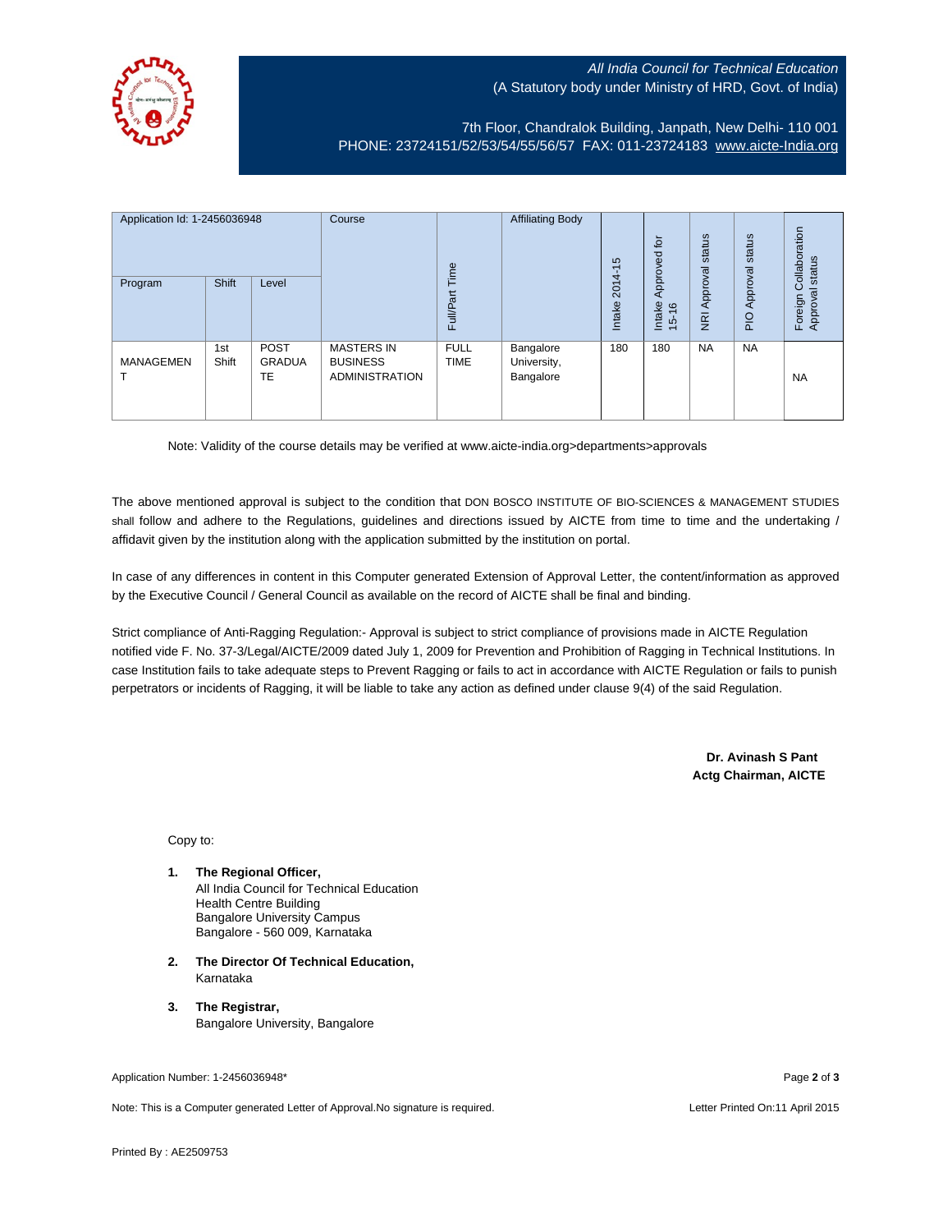All India Council for Technical Education
(A Statutory body under Ministry of HRD, Govt. of India)

7th Floor, Chandralok Building, Janpath, New Delhi- 110 001
PHONE: 23724151/52/53/54/55/56/57 FAX: 011-23724183 www.aicte-India.org

| Application Id: 1-2456036948 | | | Course | Full/Part Time | Affiliating Body | Intake 2014-15 | Intake Approved for 15-16 | NRI Approval status | PIO Approval status | Foreign Collaboration Approval status |
|---|---|---|---|---|---|---|---|---|---|---|
| Program | Shift | Level | | | | | | | | |
| MANAGEMENT | 1st Shift | POST GRADUATE | MASTERS IN BUSINESS ADMINISTRATION | FULL TIME | Bangalore University, Bangalore | 180 | 180 | NA | NA | NA |

Note: Validity of the course details may be verified at www.aicte-india.org>departments>approvals

The above mentioned approval is subject to the condition that DON BOSCO INSTITUTE OF BIO-SCIENCES & MANAGEMENT STUDIES shall follow and adhere to the Regulations, guidelines and directions issued by AICTE from time to time and the undertaking / affidavit given by the institution along with the application submitted by the institution on portal.

In case of any differences in content in this Computer generated Extension of Approval Letter, the content/information as approved by the Executive Council / General Council as available on the record of AICTE shall be final and binding.

Strict compliance of Anti-Ragging Regulation:- Approval is subject to strict compliance of provisions made in AICTE Regulation notified vide F. No. 37-3/Legal/AICTE/2009 dated July 1, 2009 for Prevention and Prohibition of Ragging in Technical Institutions. In case Institution fails to take adequate steps to Prevent Ragging or fails to act in accordance with AICTE Regulation or fails to punish perpetrators or incidents of Ragging, it will be liable to take any action as defined under clause 9(4) of the said Regulation.

**Dr. Avinash S Pant**
**Actg Chairman, AICTE**

Copy to:

1. **The Regional Officer,**
   All India Council for Technical Education
   Health Centre Building
   Bangalore University Campus
   Bangalore - 560 009, Karnataka

2. **The Director Of Technical Education,**
   Karnataka

3. **The Registrar,**
   Bangalore University, Bangalore

Application Number: 1-2456036948*

Note: This is a Computer generated Letter of Approval.No signature is required.

Letter Printed On:11 April 2015

Printed By : AE2509753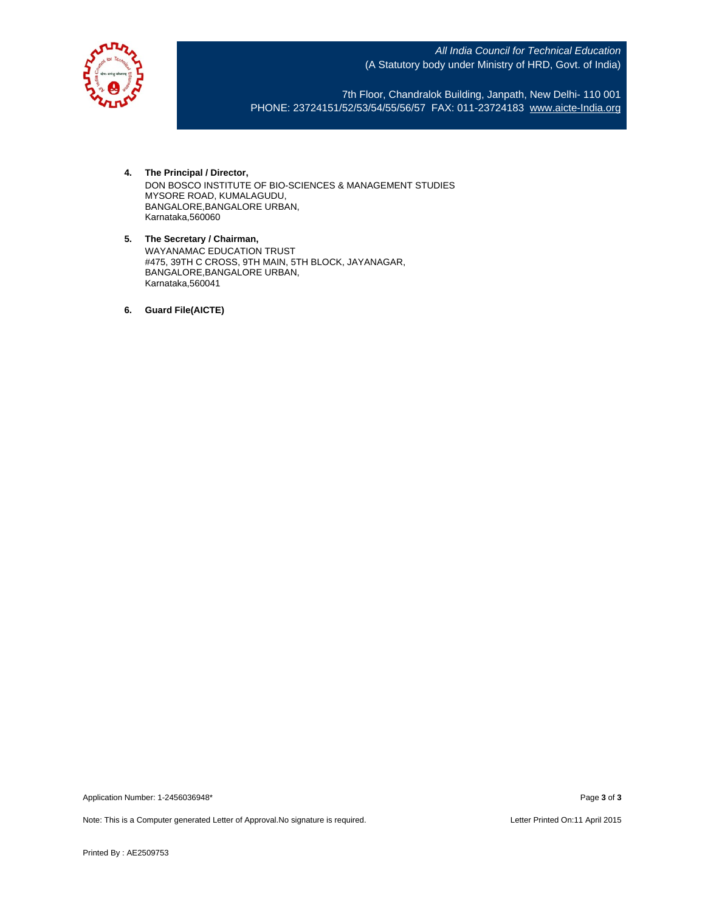4. **The Principal / Director,**
   DON BOSCO INSTITUTE OF BIO-SCIENCES & MANAGEMENT STUDIES
   MYSORE ROAD, KUMALAGUDU,
   BANGALORE,BANGALORE URBAN,
   Karnataka,560060

5. **The Secretary / Chairman,**
   WAYANAMAC EDUCATION TRUST
   #475, 39TH C CROSS, 9TH MAIN, 5TH BLOCK, JAYANAGAR,
   BANGALORE,BANGALORE URBAN,
   Karnataka,560041

6. **Guard File(AICTE)**

Application Number: 1-2456036948*

Note: This is a Computer generated Letter of Approval.No signature is required.

Letter Printed On:11 April 2015

Printed By : AE2509753